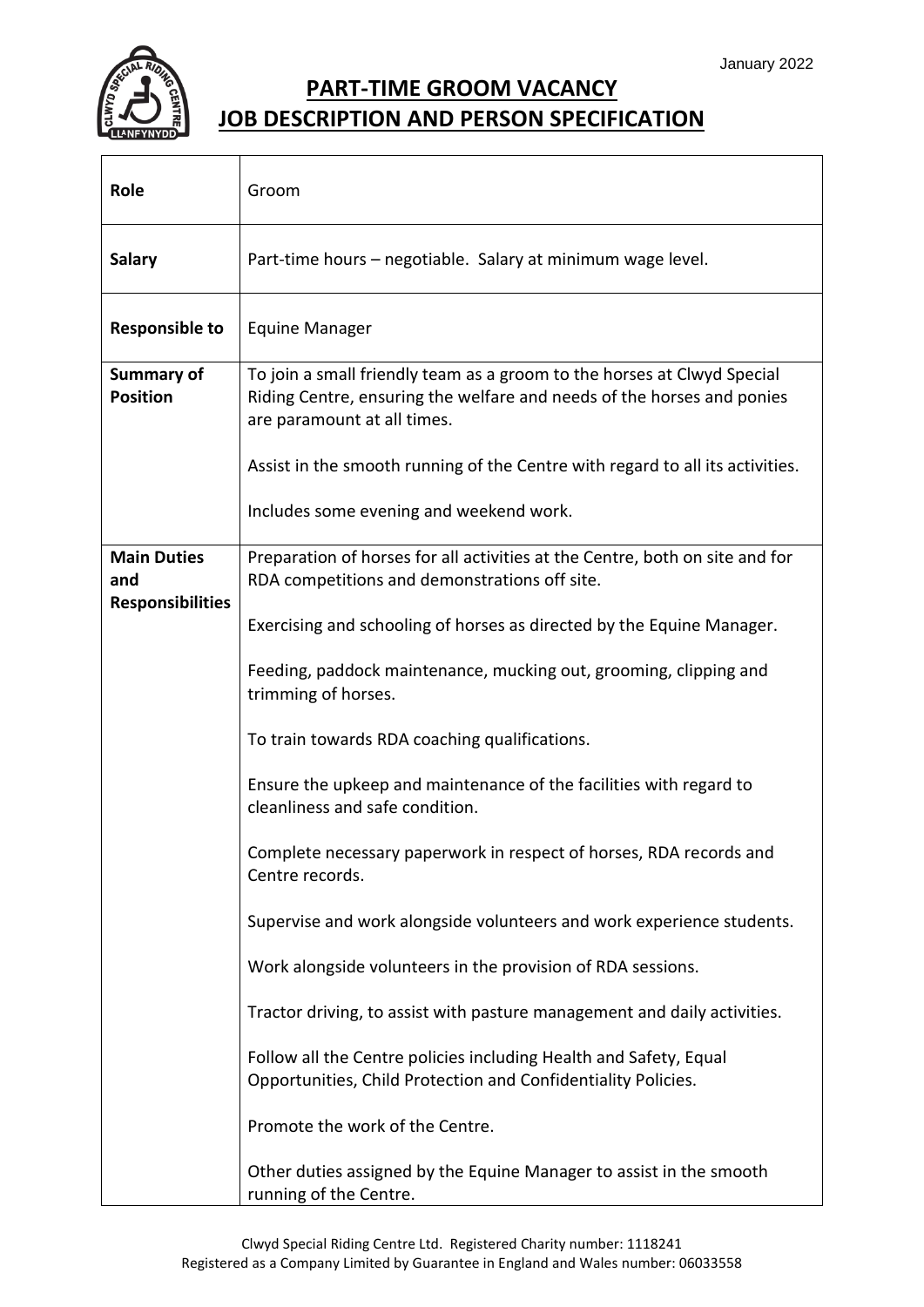January 2022

# PART-TIME GROOM VACANCY
# JOB DESCRIPTION AND PERSON SPECIFICATION

| | |
|---|---|
| **Role** | Groom |
| **Salary** | Part-time hours – negotiable. Salary at minimum wage level. |
| **Responsible to** | Equine Manager |
| **Summary of Position** | To join a small friendly team as a groom to the horses at Clwyd Special Riding Centre, ensuring the welfare and needs of the horses and ponies are paramount at all times.<br><br>Assist in the smooth running of the Centre with regard to all its activities.<br><br>Includes some evening and weekend work. |
| **Main Duties and Responsibilities** | Preparation of horses for all activities at the Centre, both on site and for RDA competitions and demonstrations off site.<br><br>Exercising and schooling of horses as directed by the Equine Manager.<br><br>Feeding, paddock maintenance, mucking out, grooming, clipping and trimming of horses.<br><br>To train towards RDA coaching qualifications.<br><br>Ensure the upkeep and maintenance of the facilities with regard to cleanliness and safe condition.<br><br>Complete necessary paperwork in respect of horses, RDA records and Centre records.<br><br>Supervise and work alongside volunteers and work experience students.<br><br>Work alongside volunteers in the provision of RDA sessions.<br><br>Tractor driving, to assist with pasture management and daily activities.<br><br>Follow all the Centre policies including Health and Safety, Equal Opportunities, Child Protection and Confidentiality Policies.<br><br>Promote the work of the Centre.<br><br>Other duties assigned by the Equine Manager to assist in the smooth running of the Centre. |

Clwyd Special Riding Centre Ltd. Registered Charity number: 1118241
Registered as a Company Limited by Guarantee in England and Wales number: 06033558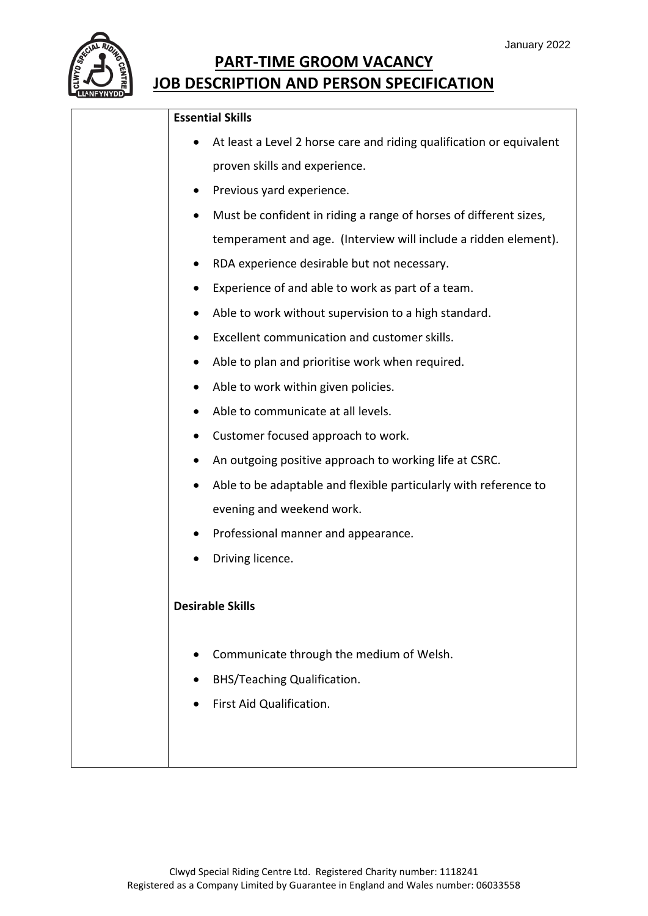# PART-TIME GROOM VACANCY
## JOB DESCRIPTION AND PERSON SPECIFICATION

January 2022

| | |
|---|---|
| | **Essential Skills**<br><br>• At least a Level 2 horse care and riding qualification or equivalent proven skills and experience.<br>• Previous yard experience.<br>• Must be confident in riding a range of horses of different sizes, temperament and age. (Interview will include a ridden element).<br>• RDA experience desirable but not necessary.<br>• Experience of and able to work as part of a team.<br>• Able to work without supervision to a high standard.<br>• Excellent communication and customer skills.<br>• Able to plan and prioritise work when required.<br>• Able to work within given policies.<br>• Able to communicate at all levels.<br>• Customer focused approach to work.<br>• An outgoing positive approach to working life at CSRC.<br>• Able to be adaptable and flexible particularly with reference to evening and weekend work.<br>• Professional manner and appearance.<br>• Driving licence.<br><br>**Desirable Skills**<br><br>• Communicate through the medium of Welsh.<br>• BHS/Teaching Qualification.<br>• First Aid Qualification. |

Clwyd Special Riding Centre Ltd. Registered Charity number: 1118241
Registered as a Company Limited by Guarantee in England and Wales number: 06033558